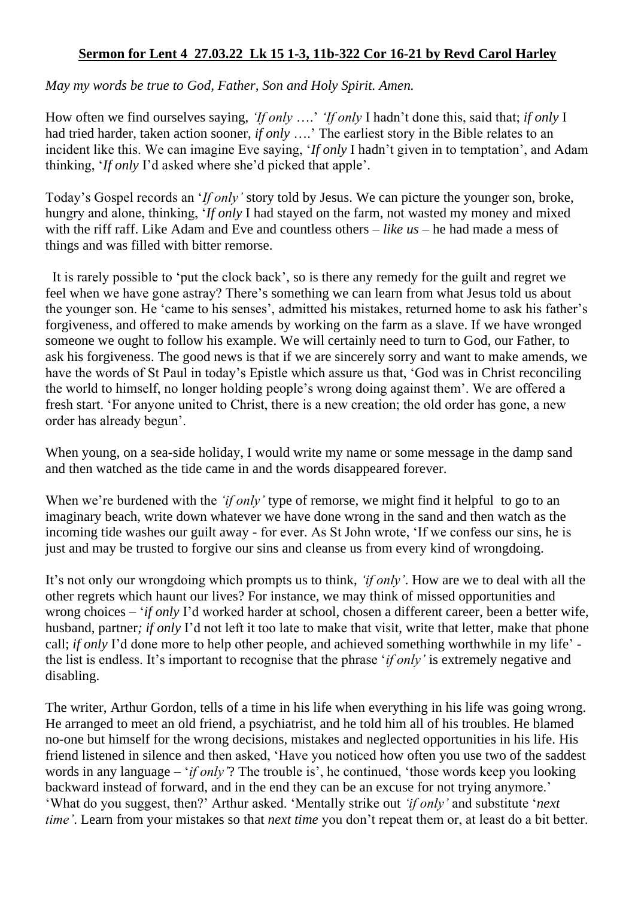**Sermon for Lent 4 27.03.22 Lk 15 1-3, 11b-322 Cor 16-21 by Revd Carol Harley**

*May my words be true to God, Father, Son and Holy Spirit. Amen.*

How often we find ourselves saying, *'If only* ….' *'If only* I hadn't done this, said that; *if only* I had tried harder, taken action sooner, *if only* ….' The earliest story in the Bible relates to an incident like this. We can imagine Eve saying, '*If only* I hadn't given in to temptation', and Adam thinking, '*If only* I'd asked where she'd picked that apple'.

Today's Gospel records an '*If only'* story told by Jesus. We can picture the younger son, broke, hungry and alone, thinking, '*If only* I had stayed on the farm, not wasted my money and mixed with the riff raff. Like Adam and Eve and countless others – *like us* – he had made a mess of things and was filled with bitter remorse.

It is rarely possible to 'put the clock back', so is there any remedy for the guilt and regret we feel when we have gone astray? There's something we can learn from what Jesus told us about the younger son. He 'came to his senses', admitted his mistakes, returned home to ask his father's forgiveness, and offered to make amends by working on the farm as a slave. If we have wronged someone we ought to follow his example. We will certainly need to turn to God, our Father, to ask his forgiveness. The good news is that if we are sincerely sorry and want to make amends, we have the words of St Paul in today's Epistle which assure us that, 'God was in Christ reconciling the world to himself, no longer holding people's wrong doing against them'. We are offered a fresh start. 'For anyone united to Christ, there is a new creation; the old order has gone, a new order has already begun'.

When young, on a sea-side holiday, I would write my name or some message in the damp sand and then watched as the tide came in and the words disappeared forever.

When we're burdened with the *'if only'* type of remorse, we might find it helpful to go to an imaginary beach, write down whatever we have done wrong in the sand and then watch as the incoming tide washes our guilt away - for ever. As St John wrote, 'If we confess our sins, he is just and may be trusted to forgive our sins and cleanse us from every kind of wrongdoing.

It's not only our wrongdoing which prompts us to think, *'if only'*. How are we to deal with all the other regrets which haunt our lives? For instance, we may think of missed opportunities and wrong choices – '*if only* I'd worked harder at school, chosen a different career, been a better wife, husband, partner*; if only* I'd not left it too late to make that visit, write that letter, make that phone call; *if only* I'd done more to help other people, and achieved something worthwhile in my life' - the list is endless. It's important to recognise that the phrase '*if only'* is extremely negative and disabling.

The writer, Arthur Gordon, tells of a time in his life when everything in his life was going wrong. He arranged to meet an old friend, a psychiatrist, and he told him all of his troubles. He blamed no-one but himself for the wrong decisions, mistakes and neglected opportunities in his life. His friend listened in silence and then asked, 'Have you noticed how often you use two of the saddest words in any language – '*if only'*? The trouble is', he continued, 'those words keep you looking backward instead of forward, and in the end they can be an excuse for not trying anymore.' 'What do you suggest, then?' Arthur asked. 'Mentally strike out *'if only'* and substitute '*next time'*. Learn from your mistakes so that *next time* you don't repeat them or, at least do a bit better.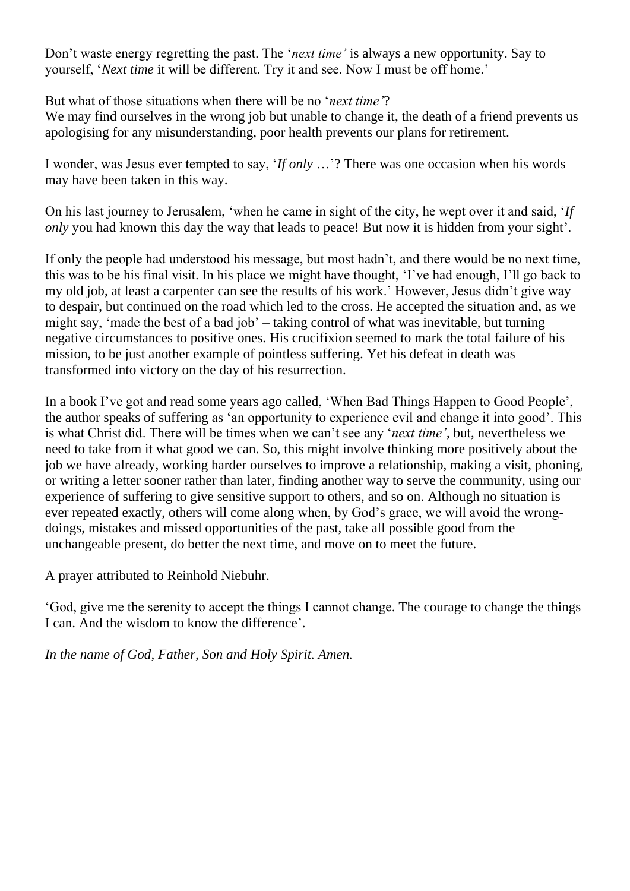Don't waste energy regretting the past. The '*next time'* is always a new opportunity. Say to yourself, '*Next time* it will be different. Try it and see. Now I must be off home.'

But what of those situations when there will be no '*next time'*?
We may find ourselves in the wrong job but unable to change it, the death of a friend prevents us apologising for any misunderstanding, poor health prevents our plans for retirement.

I wonder, was Jesus ever tempted to say, '*If only* …'? There was one occasion when his words may have been taken in this way.

On his last journey to Jerusalem, 'when he came in sight of the city, he wept over it and said, '*If only* you had known this day the way that leads to peace! But now it is hidden from your sight'.

If only the people had understood his message, but most hadn't, and there would be no next time, this was to be his final visit. In his place we might have thought, 'I've had enough, I'll go back to my old job, at least a carpenter can see the results of his work.' However, Jesus didn't give way to despair, but continued on the road which led to the cross. He accepted the situation and, as we might say, 'made the best of a bad job' – taking control of what was inevitable, but turning negative circumstances to positive ones. His crucifixion seemed to mark the total failure of his mission, to be just another example of pointless suffering. Yet his defeat in death was transformed into victory on the day of his resurrection.

In a book I've got and read some years ago called, 'When Bad Things Happen to Good People', the author speaks of suffering as 'an opportunity to experience evil and change it into good'. This is what Christ did. There will be times when we can't see any '*next time'*, but, nevertheless we need to take from it what good we can. So, this might involve thinking more positively about the job we have already, working harder ourselves to improve a relationship, making a visit, phoning, or writing a letter sooner rather than later, finding another way to serve the community, using our experience of suffering to give sensitive support to others, and so on. Although no situation is ever repeated exactly, others will come along when, by God's grace, we will avoid the wrong-doings, mistakes and missed opportunities of the past, take all possible good from the unchangeable present, do better the next time, and move on to meet the future.

A prayer attributed to Reinhold Niebuhr.

'God, give me the serenity to accept the things I cannot change. The courage to change the things I can. And the wisdom to know the difference'.

*In the name of God, Father, Son and Holy Spirit. Amen.*